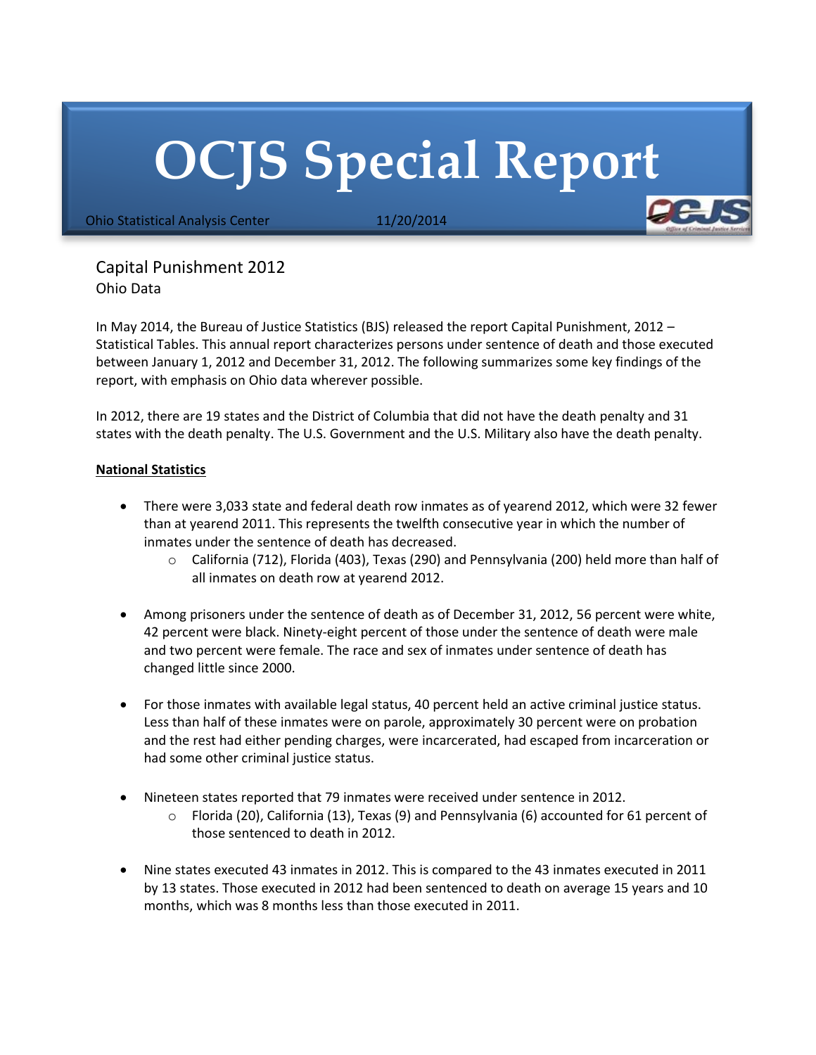# OCJS Special Report

Ohio Statistical Analysis Center 11/20/2014

## Capital Punishment 2012

Ohio Data

In May 2014, the Bureau of Justice Statistics (BJS) released the report Capital Punishment, 2012 – Statistical Tables. This annual report characterizes persons under sentence of death and those executed between January 1, 2012 and December 31, 2012. The following summarizes some key findings of the report, with emphasis on Ohio data wherever possible.

In 2012, there are 19 states and the District of Columbia that did not have the death penalty and 31 states with the death penalty. The U.S. Government and the U.S. Military also have the death penalty.

### <u>National Statistics</u>

- There were 3,033 state and federal death row inmates as of yearend 2012, which were 32 fewer than at yearend 2011. This represents the twelfth consecutive year in which the number of inmates under the sentence of death has decreased.
    - California (712), Florida (403), Texas (290) and Pennsylvania (200) held more than half of all inmates on death row at yearend 2012.

- Among prisoners under the sentence of death as of December 31, 2012, 56 percent were white, 42 percent were black. Ninety-eight percent of those under the sentence of death were male and two percent were female. The race and sex of inmates under sentence of death has changed little since 2000.

- For those inmates with available legal status, 40 percent held an active criminal justice status. Less than half of these inmates were on parole, approximately 30 percent were on probation and the rest had either pending charges, were incarcerated, had escaped from incarceration or had some other criminal justice status.

- Nineteen states reported that 79 inmates were received under sentence in 2012.
    - Florida (20), California (13), Texas (9) and Pennsylvania (6) accounted for 61 percent of those sentenced to death in 2012.

- Nine states executed 43 inmates in 2012. This is compared to the 43 inmates executed in 2011 by 13 states. Those executed in 2012 had been sentenced to death on average 15 years and 10 months, which was 8 months less than those executed in 2011.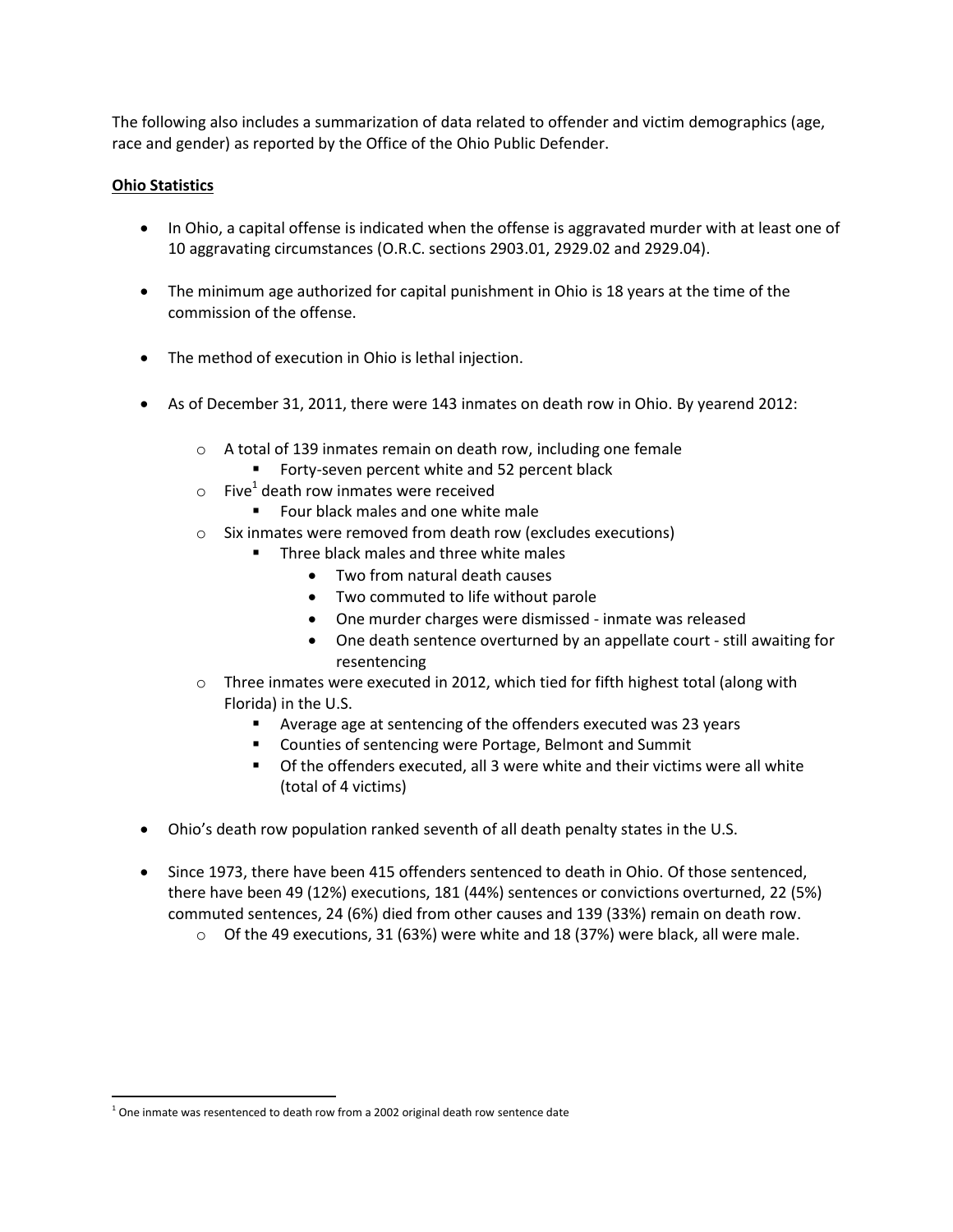The following also includes a summarization of data related to offender and victim demographics (age, race and gender) as reported by the Office of the Ohio Public Defender.

**Ohio Statistics**

- In Ohio, a capital offense is indicated when the offense is aggravated murder with at least one of 10 aggravating circumstances (O.R.C. sections 2903.01, 2929.02 and 2929.04).

- The minimum age authorized for capital punishment in Ohio is 18 years at the time of the commission of the offense.

- The method of execution in Ohio is lethal injection.

- As of December 31, 2011, there were 143 inmates on death row in Ohio. By yearend 2012:
  - A total of 139 inmates remain on death row, including one female
    - Forty-seven percent white and 52 percent black
  - Five[1] death row inmates were received
    - Four black males and one white male
  - Six inmates were removed from death row (excludes executions)
    - Three black males and three white males
      - Two from natural death causes
      - Two commuted to life without parole
      - One murder charges were dismissed - inmate was released
      - One death sentence overturned by an appellate court - still awaiting for resentencing
  - Three inmates were executed in 2012, which tied for fifth highest total (along with Florida) in the U.S.
    - Average age at sentencing of the offenders executed was 23 years
    - Counties of sentencing were Portage, Belmont and Summit
    - Of the offenders executed, all 3 were white and their victims were all white (total of 4 victims)

- Ohio's death row population ranked seventh of all death penalty states in the U.S.

- Since 1973, there have been 415 offenders sentenced to death in Ohio. Of those sentenced, there have been 49 (12%) executions, 181 (44%) sentences or convictions overturned, 22 (5%) commuted sentences, 24 (6%) died from other causes and 139 (33%) remain on death row.
  - Of the 49 executions, 31 (63%) were white and 18 (37%) were black, all were male.

[1] One inmate was resentenced to death row from a 2002 original death row sentence date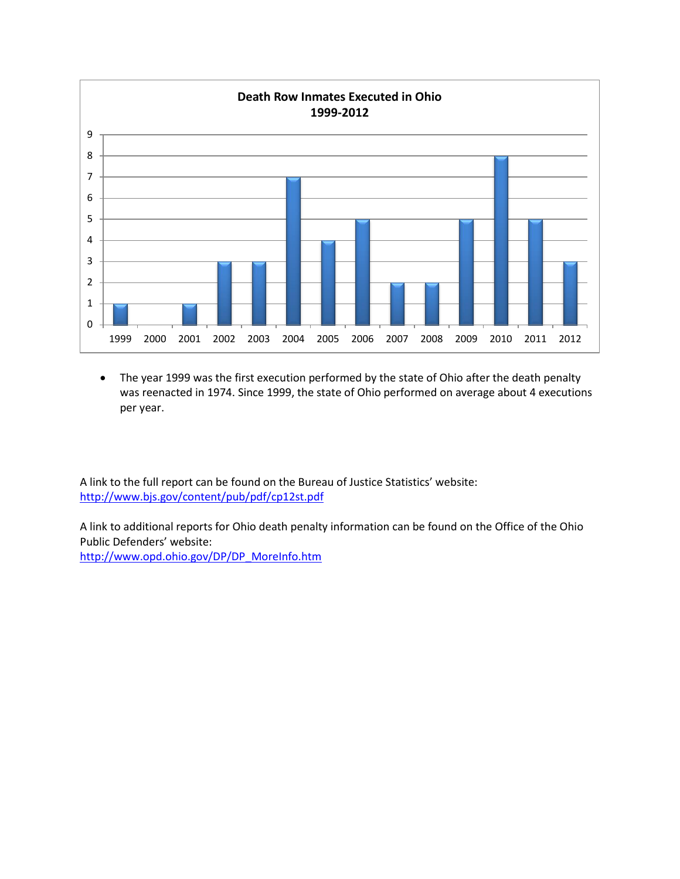Death Row Inmates Executed in Ohio
1999-2012

9
8
7
6
5
4
3
2
1
0

1999 2000 2001 2002 2003 2004 2005 2006 2007 2008 2009 2010 2011 2012

- The year 1999 was the first execution performed by the state of Ohio after the death penalty was reenacted in 1974. Since 1999, the state of Ohio performed on average about 4 executions per year.

A link to the full report can be found on the Bureau of Justice Statistics' website:
http://www.bjs.gov/content/pub/pdf/cp12st.pdf

A link to additional reports for Ohio death penalty information can be found on the Office of the Ohio Public Defenders' website:
http://www.opd.ohio.gov/DP/DP_MoreInfo.htm